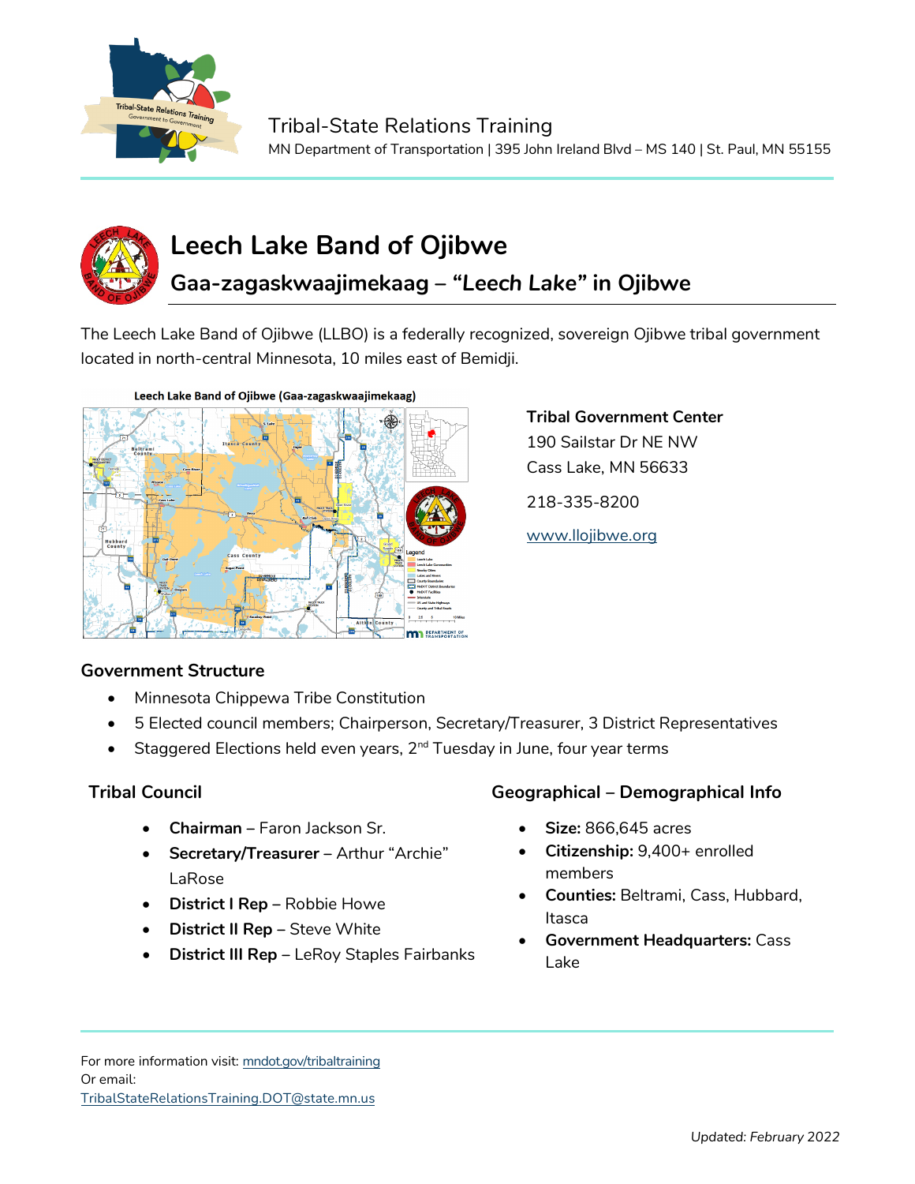Tribal-State Relations Training
MN Department of Transportation | 395 John Ireland Blvd – MS 140 | St. Paul, MN 55155

# Leech Lake Band of Ojibwe

## Gaa-zagaskwaajimekaag – "*Leech Lake*" in Ojibwe

The Leech Lake Band of Ojibwe (LLBO) is a federally recognized, sovereign Ojibwe tribal government located in north-central Minnesota, 10 miles east of Bemidji.

**Tribal Government Center**
190 Sailstar Dr NE NW
Cass Lake, MN 56633

218-335-8200

[www.llojibwe.org](www.llojibwe.org)

### Government Structure

- Minnesota Chippewa Tribe Constitution
- 5 Elected council members; Chairperson, Secretary/Treasurer, 3 District Representatives
- Staggered Elections held even years, 2nd Tuesday in June, four year terms

### Tribal Council

- **Chairman** – Faron Jackson Sr.
- **Secretary/Treasurer** – Arthur "Archie" LaRose
- **District I Rep** – Robbie Howe
- **District II Rep** – Steve White
- **District III Rep** – LeRoy Staples Fairbanks

### Geographical – Demographical Info

- **Size:** 866,645 acres
- **Citizenship:** 9,400+ enrolled members
- **Counties:** Beltrami, Cass, Hubbard, Itasca
- **Government Headquarters:** Cass Lake

For more information visit: [mndot.gov/tribaltraining](mndot.gov/tribaltraining)
Or email:
[TribalStateRelationsTraining.DOT@state.mn.us](mailto:TribalStateRelationsTraining.DOT@state.mn.us)

Updated: *February 2022*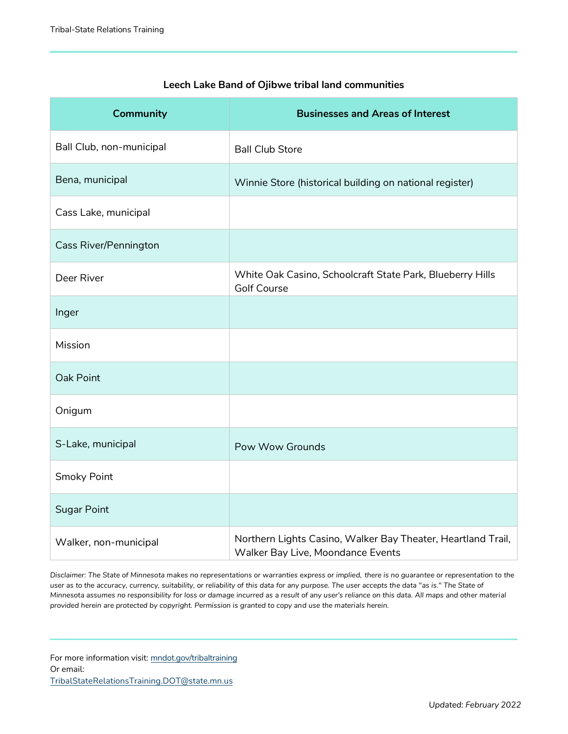**Leech Lake Band of Ojibwe tribal land communities**

| Community | Businesses and Areas of Interest |
|---|---|
| Ball Club, non-municipal | Ball Club Store |
| Bena, municipal | Winnie Store (historical building on national register) |
| Cass Lake, municipal | |
| Cass River/Pennington | |
| Deer River | White Oak Casino, Schoolcraft State Park, Blueberry Hills Golf Course |
| Inger | |
| Mission | |
| Oak Point | |
| Onigum | |
| S-Lake, municipal | Pow Wow Grounds |
| Smoky Point | |
| Sugar Point | |
| Walker, non-municipal | Northern Lights Casino, Walker Bay Theater, Heartland Trail, Walker Bay Live, Moondance Events |

*Disclaimer: The State of Minnesota makes no representations or warranties express or implied, there is no guarantee or representation to the user as to the accuracy, currency, suitability, or reliability of this data for any purpose. The user accepts the data "as is." The State of Minnesota assumes no responsibility for loss or damage incurred as a result of any user's reliance on this data. All maps and other material provided herein are protected by copyright. Permission is granted to copy and use the materials herein.*

For more information visit: [mndot.gov/tribaltraining](mndot.gov/tribaltraining)
Or email:
[TribalStateRelationsTraining.DOT@state.mn.us](mailto:TribalStateRelationsTraining.DOT@state.mn.us)

Updated: *February 2022*